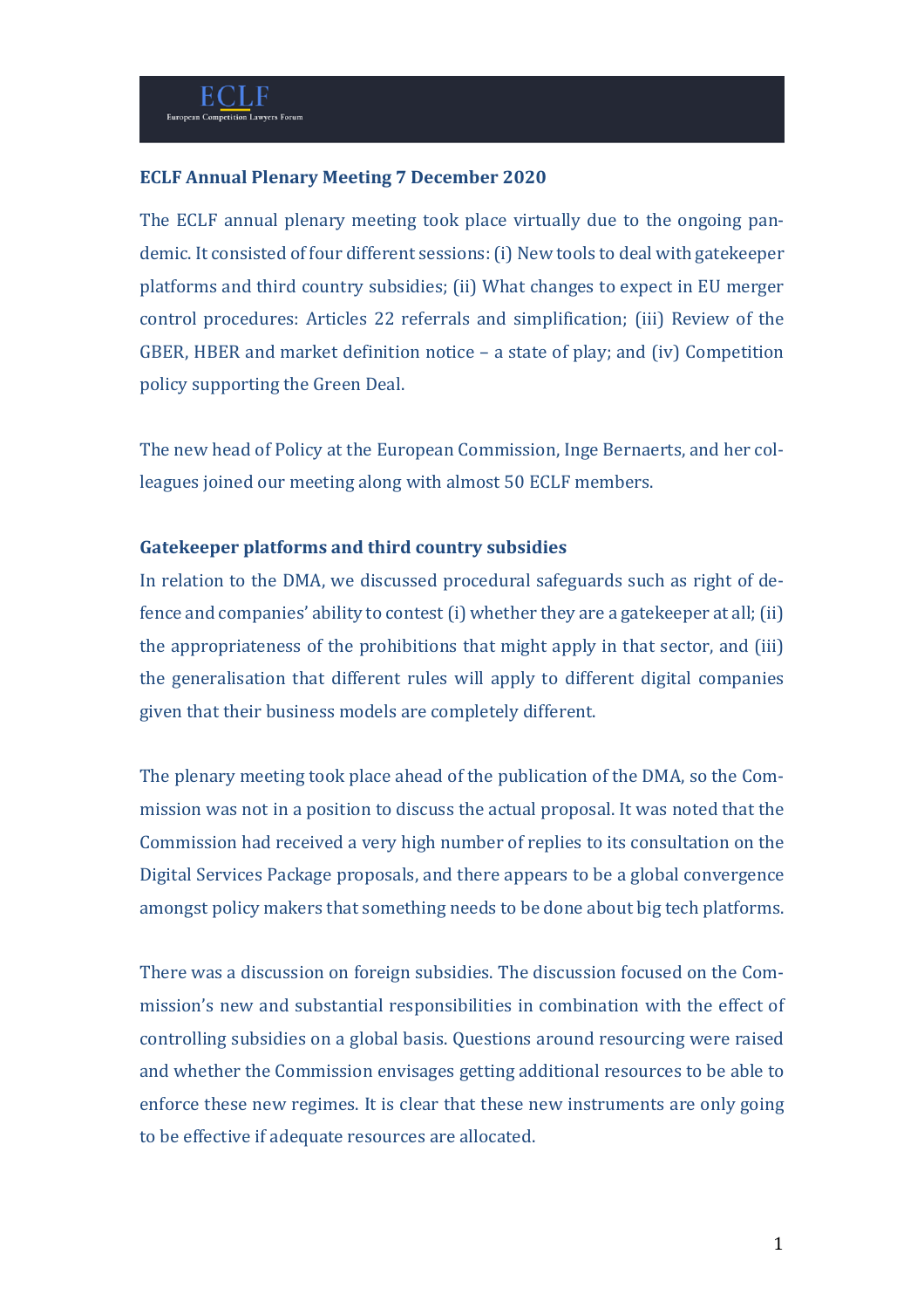ECLF

European Competition Lawyers Forum

**ECLF Annual Plenary Meeting 7 December 2020**

The ECLF annual plenary meeting took place virtually due to the ongoing pandemic. It consisted of four different sessions: (i) New tools to deal with gatekeeper platforms and third country subsidies; (ii) What changes to expect in EU merger control procedures: Articles 22 referrals and simplification; (iii) Review of the GBER, HBER and market definition notice – a state of play; and (iv) Competition policy supporting the Green Deal.

The new head of Policy at the European Commission, Inge Bernaerts, and her colleagues joined our meeting along with almost 50 ECLF members.

**Gatekeeper platforms and third country subsidies**

In relation to the DMA, we discussed procedural safeguards such as right of defence and companies' ability to contest (i) whether they are a gatekeeper at all; (ii) the appropriateness of the prohibitions that might apply in that sector, and (iii) the generalisation that different rules will apply to different digital companies given that their business models are completely different.

The plenary meeting took place ahead of the publication of the DMA, so the Commission was not in a position to discuss the actual proposal. It was noted that the Commission had received a very high number of replies to its consultation on the Digital Services Package proposals, and there appears to be a global convergence amongst policy makers that something needs to be done about big tech platforms.

There was a discussion on foreign subsidies. The discussion focused on the Commission's new and substantial responsibilities in combination with the effect of controlling subsidies on a global basis. Questions around resourcing were raised and whether the Commission envisages getting additional resources to be able to enforce these new regimes. It is clear that these new instruments are only going to be effective if adequate resources are allocated.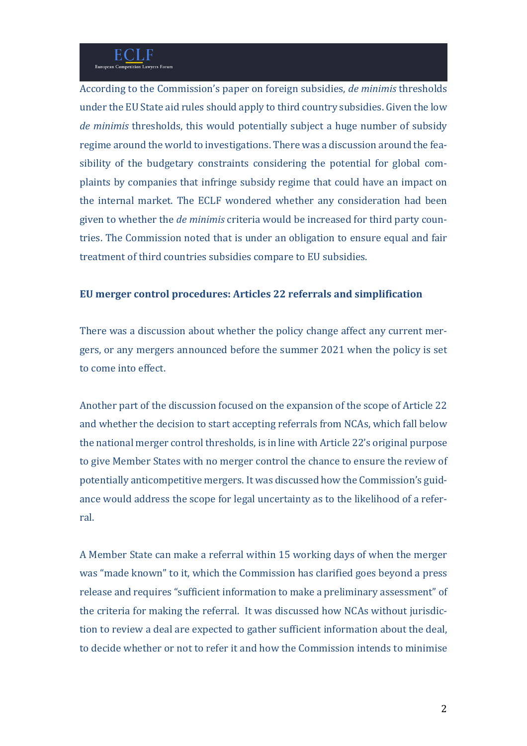According to the Commission's paper on foreign subsidies, *de minimis* thresholds under the EU State aid rules should apply to third country subsidies. Given the low *de minimis* thresholds, this would potentially subject a huge number of subsidy regime around the world to investigations. There was a discussion around the feasibility of the budgetary constraints considering the potential for global complaints by companies that infringe subsidy regime that could have an impact on the internal market. The ECLF wondered whether any consideration had been given to whether the *de minimis* criteria would be increased for third party countries. The Commission noted that is under an obligation to ensure equal and fair treatment of third countries subsidies compare to EU subsidies.

**EU merger control procedures: Articles 22 referrals and simplification**

There was a discussion about whether the policy change affect any current mergers, or any mergers announced before the summer 2021 when the policy is set to come into effect.

Another part of the discussion focused on the expansion of the scope of Article 22 and whether the decision to start accepting referrals from NCAs, which fall below the national merger control thresholds, is in line with Article 22's original purpose to give Member States with no merger control the chance to ensure the review of potentially anticompetitive mergers. It was discussed how the Commission's guidance would address the scope for legal uncertainty as to the likelihood of a referral.

A Member State can make a referral within 15 working days of when the merger was "made known" to it, which the Commission has clarified goes beyond a press release and requires "sufficient information to make a preliminary assessment" of the criteria for making the referral. It was discussed how NCAs without jurisdiction to review a deal are expected to gather sufficient information about the deal, to decide whether or not to refer it and how the Commission intends to minimise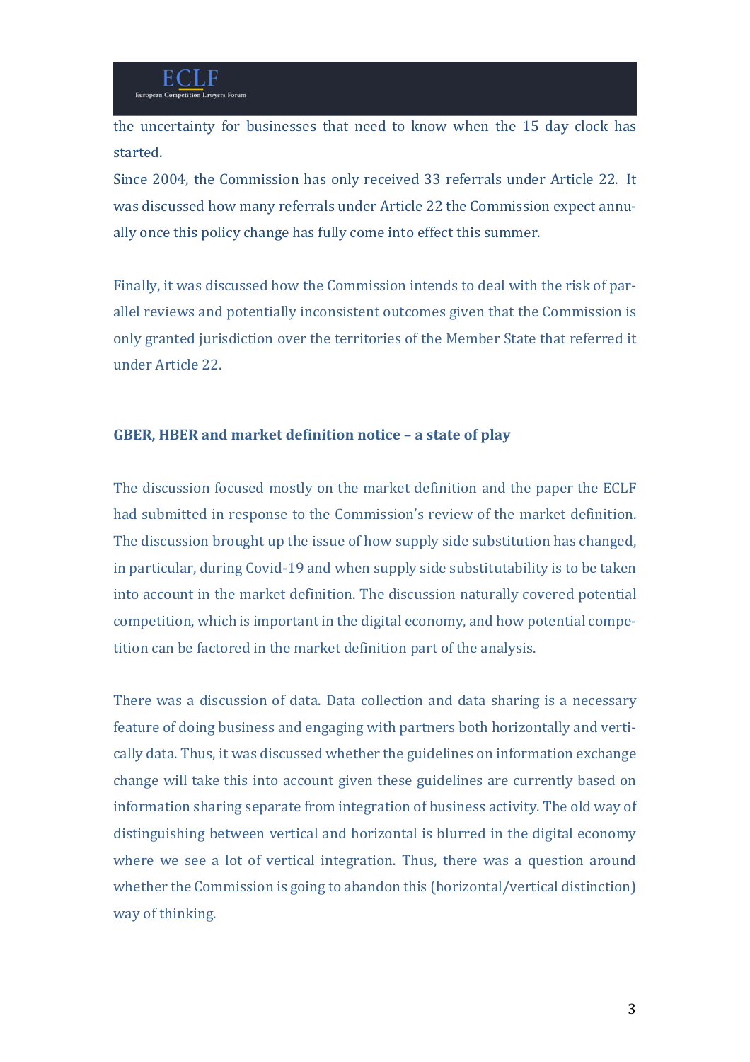the uncertainty for businesses that need to know when the 15 day clock has started.

Since 2004, the Commission has only received 33 referrals under Article 22. It was discussed how many referrals under Article 22 the Commission expect annually once this policy change has fully come into effect this summer.

Finally, it was discussed how the Commission intends to deal with the risk of parallel reviews and potentially inconsistent outcomes given that the Commission is only granted jurisdiction over the territories of the Member State that referred it under Article 22.

**GBER, HBER and market definition notice – a state of play**

The discussion focused mostly on the market definition and the paper the ECLF had submitted in response to the Commission's review of the market definition. The discussion brought up the issue of how supply side substitution has changed, in particular, during Covid-19 and when supply side substitutability is to be taken into account in the market definition. The discussion naturally covered potential competition, which is important in the digital economy, and how potential competition can be factored in the market definition part of the analysis.

There was a discussion of data. Data collection and data sharing is a necessary feature of doing business and engaging with partners both horizontally and vertically data. Thus, it was discussed whether the guidelines on information exchange change will take this into account given these guidelines are currently based on information sharing separate from integration of business activity. The old way of distinguishing between vertical and horizontal is blurred in the digital economy where we see a lot of vertical integration. Thus, there was a question around whether the Commission is going to abandon this (horizontal/vertical distinction) way of thinking.